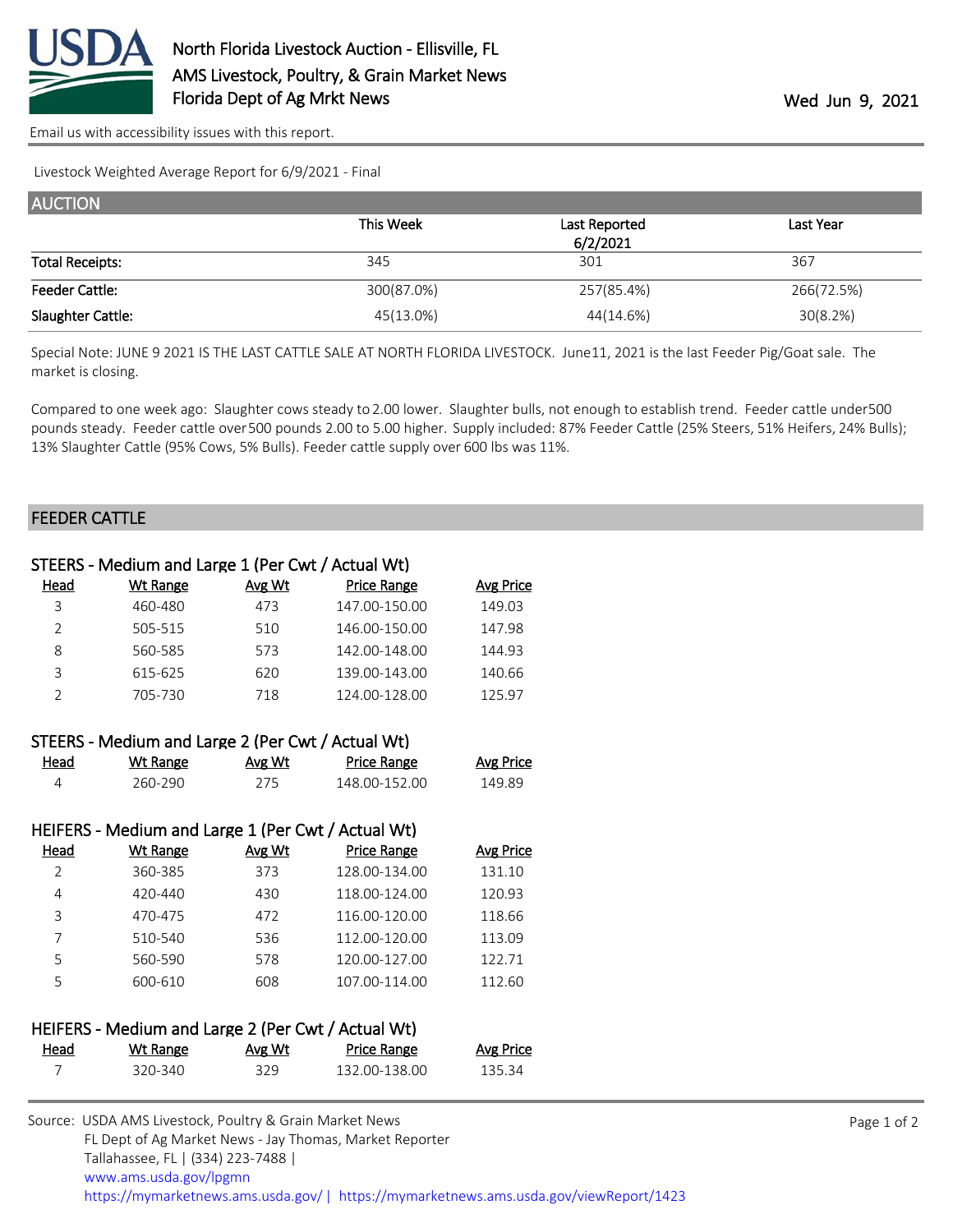# North Florida Livestock Auction - Ellisville, FL
## AMS Livestock, Poultry, & Grain Market News
## Florida Dept of Ag Mrkt News

Wed Jun 9, 2021

Email us with accessibility issues with this report.

Livestock Weighted Average Report for 6/9/2021 - Final

## AUCTION

| | This Week | Last Reported 6/2/2021 | Last Year |
|---|---|---|---|
| Total Receipts: | 345 | 301 | 367 |
| Feeder Cattle: | 300(87.0%) | 257(85.4%) | 266(72.5%) |
| Slaughter Cattle: | 45(13.0%) | 44(14.6%) | 30(8.2%) |

Special Note: JUNE 9 2021 IS THE LAST CATTLE SALE AT NORTH FLORIDA LIVESTOCK. June11, 2021 is the last Feeder Pig/Goat sale. The market is closing.

Compared to one week ago: Slaughter cows steady to 2.00 lower. Slaughter bulls, not enough to establish trend. Feeder cattle under500 pounds steady. Feeder cattle over500 pounds 2.00 to 5.00 higher. Supply included: 87% Feeder Cattle (25% Steers, 51% Heifers, 24% Bulls); 13% Slaughter Cattle (95% Cows, 5% Bulls). Feeder cattle supply over 600 lbs was 11%.

## FEEDER CATTLE

### STEERS - Medium and Large 1 (Per Cwt / Actual Wt)

| Head | Wt Range | Avg Wt | Price Range | Avg Price |
|---|---|---|---|---|
| 3 | 460-480 | 473 | 147.00-150.00 | 149.03 |
| 2 | 505-515 | 510 | 146.00-150.00 | 147.98 |
| 8 | 560-585 | 573 | 142.00-148.00 | 144.93 |
| 3 | 615-625 | 620 | 139.00-143.00 | 140.66 |
| 2 | 705-730 | 718 | 124.00-128.00 | 125.97 |

### STEERS - Medium and Large 2 (Per Cwt / Actual Wt)

| Head | Wt Range | Avg Wt | Price Range | Avg Price |
|---|---|---|---|---|
| 4 | 260-290 | 275 | 148.00-152.00 | 149.89 |

### HEIFERS - Medium and Large 1 (Per Cwt / Actual Wt)

| Head | Wt Range | Avg Wt | Price Range | Avg Price |
|---|---|---|---|---|
| 2 | 360-385 | 373 | 128.00-134.00 | 131.10 |
| 4 | 420-440 | 430 | 118.00-124.00 | 120.93 |
| 3 | 470-475 | 472 | 116.00-120.00 | 118.66 |
| 7 | 510-540 | 536 | 112.00-120.00 | 113.09 |
| 5 | 560-590 | 578 | 120.00-127.00 | 122.71 |
| 5 | 600-610 | 608 | 107.00-114.00 | 112.60 |

### HEIFERS - Medium and Large 2 (Per Cwt / Actual Wt)

| Head | Wt Range | Avg Wt | Price Range | Avg Price |
|---|---|---|---|---|
| 7 | 320-340 | 329 | 132.00-138.00 | 135.34 |

Source: USDA AMS Livestock, Poultry & Grain Market News
FL Dept of Ag Market News - Jay Thomas, Market Reporter
Tallahassee, FL | (334) 223-7488 |
www.ams.usda.gov/lpgmn
https://mymarketnews.ams.usda.gov/ | https://mymarketnews.ams.usda.gov/viewReport/1423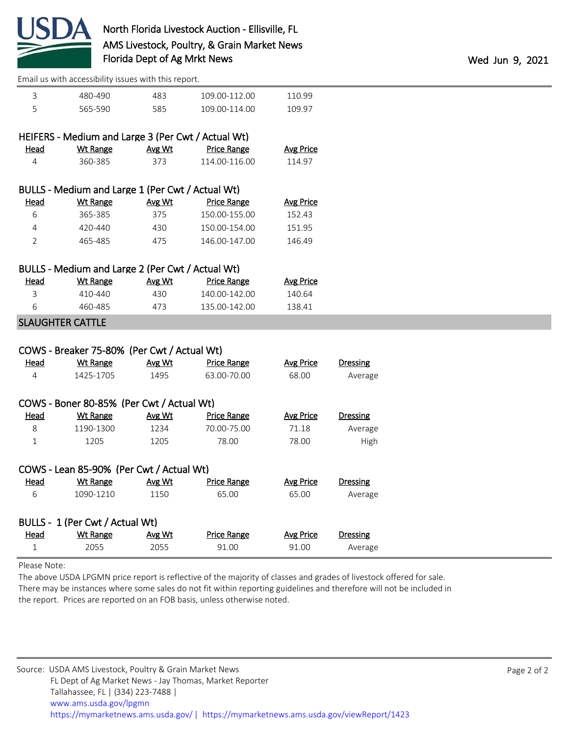| Head | Wt Range | Avg Wt | Price Range | Avg Price |
|---|---|---|---|---|
| 3 | 480-490 | 483 | 109.00-112.00 | 110.99 |
| 5 | 565-590 | 585 | 109.00-114.00 | 109.97 |

### HEIFERS - Medium and Large 3 (Per Cwt / Actual Wt)

| Head | Wt Range | Avg Wt | Price Range | Avg Price |
|---|---|---|---|---|
| 4 | 360-385 | 373 | 114.00-116.00 | 114.97 |

### BULLS - Medium and Large 1 (Per Cwt / Actual Wt)

| Head | Wt Range | Avg Wt | Price Range | Avg Price |
|---|---|---|---|---|
| 6 | 365-385 | 375 | 150.00-155.00 | 152.43 |
| 4 | 420-440 | 430 | 150.00-154.00 | 151.95 |
| 2 | 465-485 | 475 | 146.00-147.00 | 146.49 |

### BULLS - Medium and Large 2 (Per Cwt / Actual Wt)

| Head | Wt Range | Avg Wt | Price Range | Avg Price |
|---|---|---|---|---|
| 3 | 410-440 | 430 | 140.00-142.00 | 140.64 |
| 6 | 460-485 | 473 | 135.00-142.00 | 138.41 |

## SLAUGHTER CATTLE

### COWS - Breaker 75-80% (Per Cwt / Actual Wt)

| Head | Wt Range | Avg Wt | Price Range | Avg Price | Dressing |
|---|---|---|---|---|---|
| 4 | 1425-1705 | 1495 | 63.00-70.00 | 68.00 | Average |

### COWS - Boner 80-85% (Per Cwt / Actual Wt)

| Head | Wt Range | Avg Wt | Price Range | Avg Price | Dressing |
|---|---|---|---|---|---|
| 8 | 1190-1300 | 1234 | 70.00-75.00 | 71.18 | Average |
| 1 | 1205 | 1205 | 78.00 | 78.00 | High |

### COWS - Lean 85-90% (Per Cwt / Actual Wt)

| Head | Wt Range | Avg Wt | Price Range | Avg Price | Dressing |
|---|---|---|---|---|---|
| 6 | 1090-1210 | 1150 | 65.00 | 65.00 | Average |

### BULLS - 1 (Per Cwt / Actual Wt)

| Head | Wt Range | Avg Wt | Price Range | Avg Price | Dressing |
|---|---|---|---|---|---|
| 1 | 2055 | 2055 | 91.00 | 91.00 | Average |

Please Note:
The above USDA LPGMN price report is reflective of the majority of classes and grades of livestock offered for sale. There may be instances where some sales do not fit within reporting guidelines and therefore will not be included in the report. Prices are reported on an FOB basis, unless otherwise noted.

Source: USDA AMS Livestock, Poultry & Grain Market News
FL Dept of Ag Market News - Jay Thomas, Market Reporter
Tallahassee, FL | (334) 223-7488 |
www.ams.usda.gov/lpgmn
https://mymarketnews.ams.usda.gov/ | https://mymarketnews.ams.usda.gov/viewReport/1423